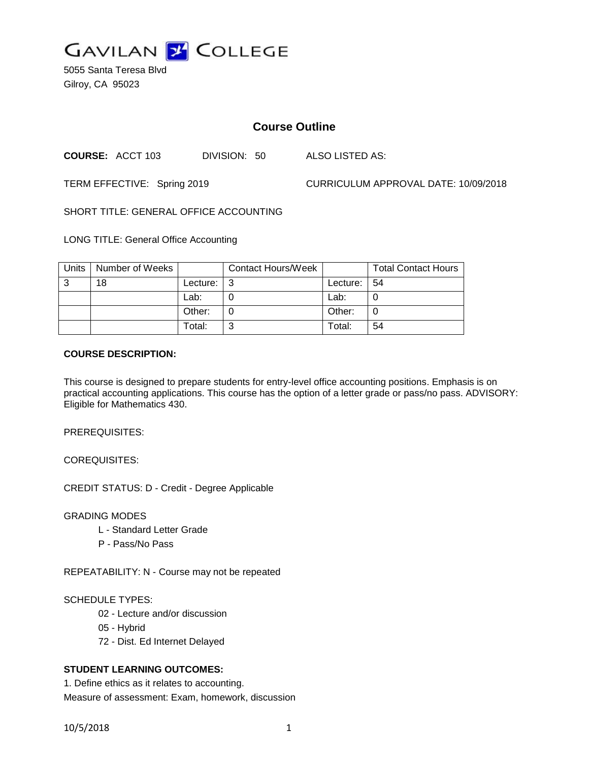# GAVILAN COLLEGE

5055 Santa Teresa Blvd
Gilroy, CA 95023

## Course Outline

**COURSE:** ACCT 103 DIVISION: 50 ALSO LISTED AS:

TERM EFFECTIVE: Spring 2019 CURRICULUM APPROVAL DATE: 10/09/2018

SHORT TITLE: GENERAL OFFICE ACCOUNTING

LONG TITLE: General Office Accounting

| Units | Number of Weeks | | Contact Hours/Week | | Total Contact Hours |
|---|---|---|---|---|---|
| 3 | 18 | Lecture: | 3 | Lecture: | 54 |
| | | Lab: | 0 | Lab: | 0 |
| | | Other: | 0 | Other: | 0 |
| | | Total: | 3 | Total: | 54 |

**COURSE DESCRIPTION:**

This course is designed to prepare students for entry-level office accounting positions. Emphasis is on practical accounting applications. This course has the option of a letter grade or pass/no pass. ADVISORY: Eligible for Mathematics 430.

PREREQUISITES:

COREQUISITES:

CREDIT STATUS: D - Credit - Degree Applicable

GRADING MODES

- L - Standard Letter Grade
- P - Pass/No Pass

REPEATABILITY: N - Course may not be repeated

SCHEDULE TYPES:

- 02 - Lecture and/or discussion
- 05 - Hybrid
- 72 - Dist. Ed Internet Delayed

**STUDENT LEARNING OUTCOMES:**

1. Define ethics as it relates to accounting.
Measure of assessment: Exam, homework, discussion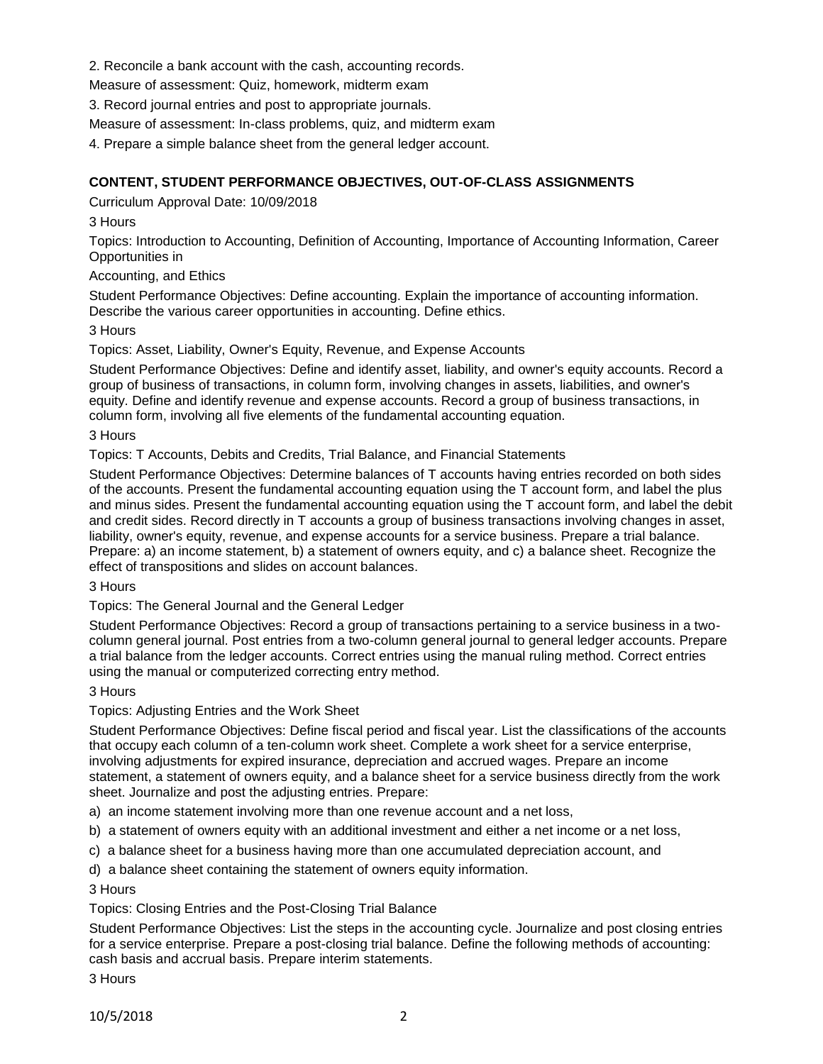2. Reconcile a bank account with the cash, accounting records.

Measure of assessment: Quiz, homework, midterm exam

3. Record journal entries and post to appropriate journals.

Measure of assessment: In-class problems, quiz, and midterm exam

4. Prepare a simple balance sheet from the general ledger account.

## CONTENT, STUDENT PERFORMANCE OBJECTIVES, OUT-OF-CLASS ASSIGNMENTS

Curriculum Approval Date: 10/09/2018

3 Hours

Topics: Introduction to Accounting, Definition of Accounting, Importance of Accounting Information, Career Opportunities in Accounting, and Ethics

Student Performance Objectives: Define accounting. Explain the importance of accounting information. Describe the various career opportunities in accounting. Define ethics.

3 Hours

Topics: Asset, Liability, Owner's Equity, Revenue, and Expense Accounts

Student Performance Objectives: Define and identify asset, liability, and owner's equity accounts. Record a group of business of transactions, in column form, involving changes in assets, liabilities, and owner's equity. Define and identify revenue and expense accounts. Record a group of business transactions, in column form, involving all five elements of the fundamental accounting equation.

3 Hours

Topics: T Accounts, Debits and Credits, Trial Balance, and Financial Statements

Student Performance Objectives: Determine balances of T accounts having entries recorded on both sides of the accounts. Present the fundamental accounting equation using the T account form, and label the plus and minus sides. Present the fundamental accounting equation using the T account form, and label the debit and credit sides. Record directly in T accounts a group of business transactions involving changes in asset, liability, owner's equity, revenue, and expense accounts for a service business. Prepare a trial balance. Prepare: a) an income statement, b) a statement of owners equity, and c) a balance sheet. Recognize the effect of transpositions and slides on account balances.

3 Hours

Topics: The General Journal and the General Ledger

Student Performance Objectives: Record a group of transactions pertaining to a service business in a two-column general journal. Post entries from a two-column general journal to general ledger accounts. Prepare a trial balance from the ledger accounts. Correct entries using the manual ruling method. Correct entries using the manual or computerized correcting entry method.

3 Hours

Topics: Adjusting Entries and the Work Sheet

Student Performance Objectives: Define fiscal period and fiscal year. List the classifications of the accounts that occupy each column of a ten-column work sheet. Complete a work sheet for a service enterprise, involving adjustments for expired insurance, depreciation and accrued wages. Prepare an income statement, a statement of owners equity, and a balance sheet for a service business directly from the work sheet. Journalize and post the adjusting entries. Prepare:

a) an income statement involving more than one revenue account and a net loss,

b) a statement of owners equity with an additional investment and either a net income or a net loss,

c) a balance sheet for a business having more than one accumulated depreciation account, and

d) a balance sheet containing the statement of owners equity information.

3 Hours

Topics: Closing Entries and the Post-Closing Trial Balance

Student Performance Objectives: List the steps in the accounting cycle. Journalize and post closing entries for a service enterprise. Prepare a post-closing trial balance. Define the following methods of accounting: cash basis and accrual basis. Prepare interim statements.

3 Hours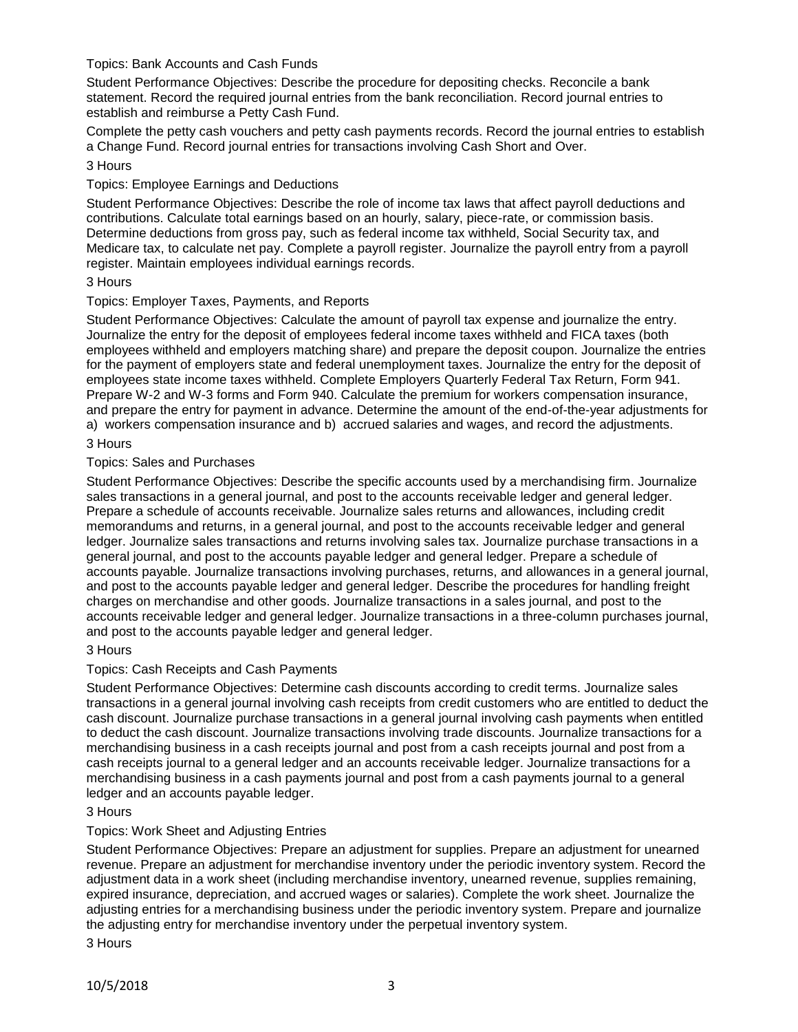Topics: Bank Accounts and Cash Funds

Student Performance Objectives: Describe the procedure for depositing checks. Reconcile a bank statement. Record the required journal entries from the bank reconciliation. Record journal entries to establish and reimburse a Petty Cash Fund.

Complete the petty cash vouchers and petty cash payments records. Record the journal entries to establish a Change Fund. Record journal entries for transactions involving Cash Short and Over.

3 Hours

Topics: Employee Earnings and Deductions

Student Performance Objectives: Describe the role of income tax laws that affect payroll deductions and contributions. Calculate total earnings based on an hourly, salary, piece-rate, or commission basis. Determine deductions from gross pay, such as federal income tax withheld, Social Security tax, and Medicare tax, to calculate net pay. Complete a payroll register. Journalize the payroll entry from a payroll register. Maintain employees individual earnings records.

3 Hours

Topics: Employer Taxes, Payments, and Reports

Student Performance Objectives: Calculate the amount of payroll tax expense and journalize the entry. Journalize the entry for the deposit of employees federal income taxes withheld and FICA taxes (both employees withheld and employers matching share) and prepare the deposit coupon. Journalize the entries for the payment of employers state and federal unemployment taxes. Journalize the entry for the deposit of employees state income taxes withheld. Complete Employers Quarterly Federal Tax Return, Form 941. Prepare W-2 and W-3 forms and Form 940. Calculate the premium for workers compensation insurance, and prepare the entry for payment in advance. Determine the amount of the end-of-the-year adjustments for a) workers compensation insurance and b) accrued salaries and wages, and record the adjustments.

3 Hours

Topics: Sales and Purchases

Student Performance Objectives: Describe the specific accounts used by a merchandising firm. Journalize sales transactions in a general journal, and post to the accounts receivable ledger and general ledger. Prepare a schedule of accounts receivable. Journalize sales returns and allowances, including credit memorandums and returns, in a general journal, and post to the accounts receivable ledger and general ledger. Journalize sales transactions and returns involving sales tax. Journalize purchase transactions in a general journal, and post to the accounts payable ledger and general ledger. Prepare a schedule of accounts payable. Journalize transactions involving purchases, returns, and allowances in a general journal, and post to the accounts payable ledger and general ledger. Describe the procedures for handling freight charges on merchandise and other goods. Journalize transactions in a sales journal, and post to the accounts receivable ledger and general ledger. Journalize transactions in a three-column purchases journal, and post to the accounts payable ledger and general ledger.

3 Hours

Topics: Cash Receipts and Cash Payments

Student Performance Objectives: Determine cash discounts according to credit terms. Journalize sales transactions in a general journal involving cash receipts from credit customers who are entitled to deduct the cash discount. Journalize purchase transactions in a general journal involving cash payments when entitled to deduct the cash discount. Journalize transactions involving trade discounts. Journalize transactions for a merchandising business in a cash receipts journal and post from a cash receipts journal and post from a cash receipts journal to a general ledger and an accounts receivable ledger. Journalize transactions for a merchandising business in a cash payments journal and post from a cash payments journal to a general ledger and an accounts payable ledger.

3 Hours

Topics: Work Sheet and Adjusting Entries

Student Performance Objectives: Prepare an adjustment for supplies. Prepare an adjustment for unearned revenue. Prepare an adjustment for merchandise inventory under the periodic inventory system. Record the adjustment data in a work sheet (including merchandise inventory, unearned revenue, supplies remaining, expired insurance, depreciation, and accrued wages or salaries). Complete the work sheet. Journalize the adjusting entries for a merchandising business under the periodic inventory system. Prepare and journalize the adjusting entry for merchandise inventory under the perpetual inventory system.

3 Hours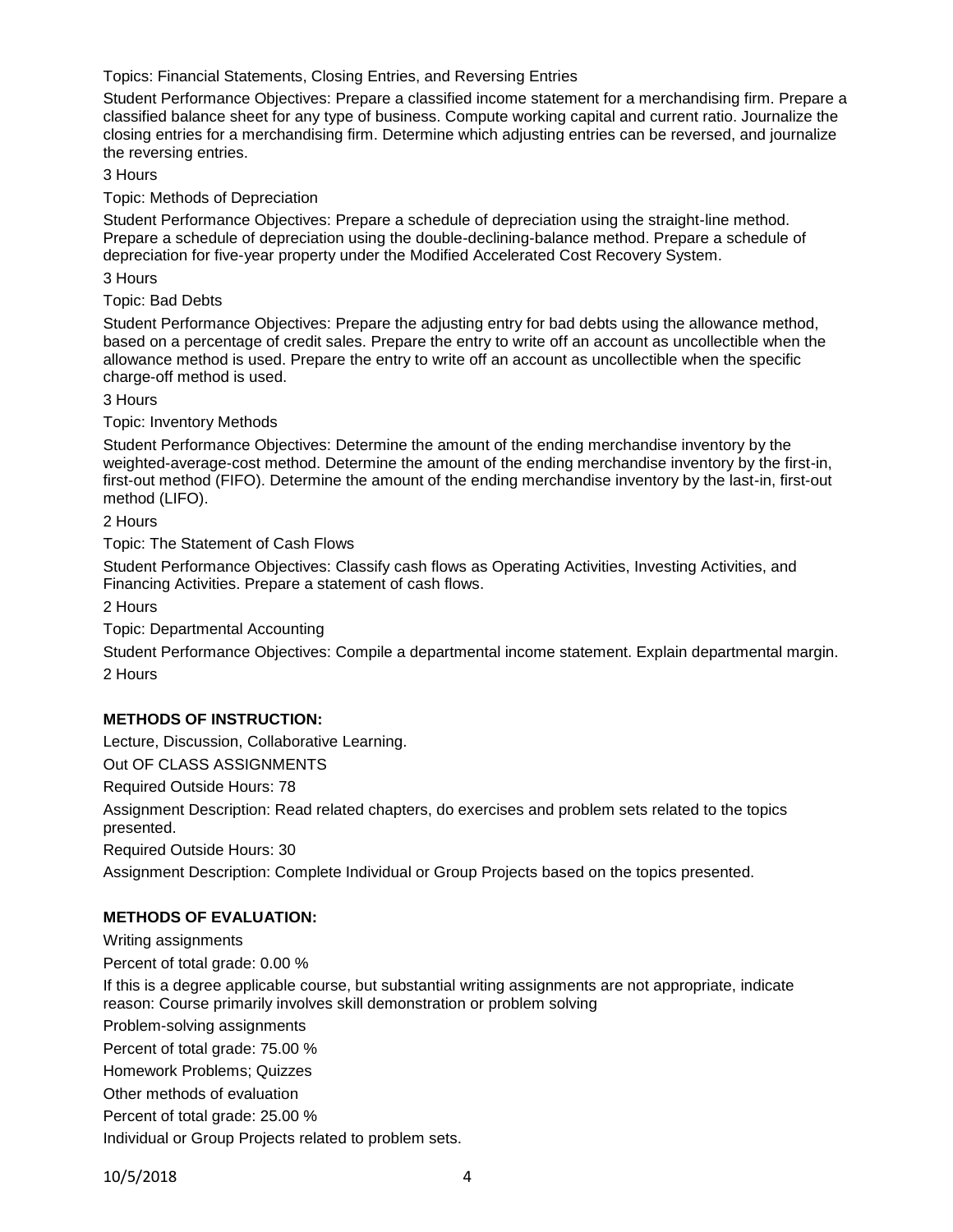Topics: Financial Statements, Closing Entries, and Reversing Entries

Student Performance Objectives: Prepare a classified income statement for a merchandising firm. Prepare a classified balance sheet for any type of business. Compute working capital and current ratio. Journalize the closing entries for a merchandising firm. Determine which adjusting entries can be reversed, and journalize the reversing entries.

3 Hours

Topic: Methods of Depreciation

Student Performance Objectives: Prepare a schedule of depreciation using the straight-line method. Prepare a schedule of depreciation using the double-declining-balance method. Prepare a schedule of depreciation for five-year property under the Modified Accelerated Cost Recovery System.

3 Hours

Topic: Bad Debts

Student Performance Objectives: Prepare the adjusting entry for bad debts using the allowance method, based on a percentage of credit sales. Prepare the entry to write off an account as uncollectible when the allowance method is used. Prepare the entry to write off an account as uncollectible when the specific charge-off method is used.

3 Hours

Topic: Inventory Methods

Student Performance Objectives: Determine the amount of the ending merchandise inventory by the weighted-average-cost method. Determine the amount of the ending merchandise inventory by the first-in, first-out method (FIFO). Determine the amount of the ending merchandise inventory by the last-in, first-out method (LIFO).

2 Hours

Topic: The Statement of Cash Flows

Student Performance Objectives: Classify cash flows as Operating Activities, Investing Activities, and Financing Activities. Prepare a statement of cash flows.

2 Hours

Topic: Departmental Accounting

Student Performance Objectives: Compile a departmental income statement. Explain departmental margin.

2 Hours

**METHODS OF INSTRUCTION:**

Lecture, Discussion, Collaborative Learning.

Out OF CLASS ASSIGNMENTS

Required Outside Hours: 78

Assignment Description: Read related chapters, do exercises and problem sets related to the topics presented.

Required Outside Hours: 30

Assignment Description: Complete Individual or Group Projects based on the topics presented.

**METHODS OF EVALUATION:**

Writing assignments

Percent of total grade: 0.00 %

If this is a degree applicable course, but substantial writing assignments are not appropriate, indicate reason: Course primarily involves skill demonstration or problem solving

Problem-solving assignments

Percent of total grade: 75.00 %

Homework Problems; Quizzes

Other methods of evaluation

Percent of total grade: 25.00 %

Individual or Group Projects related to problem sets.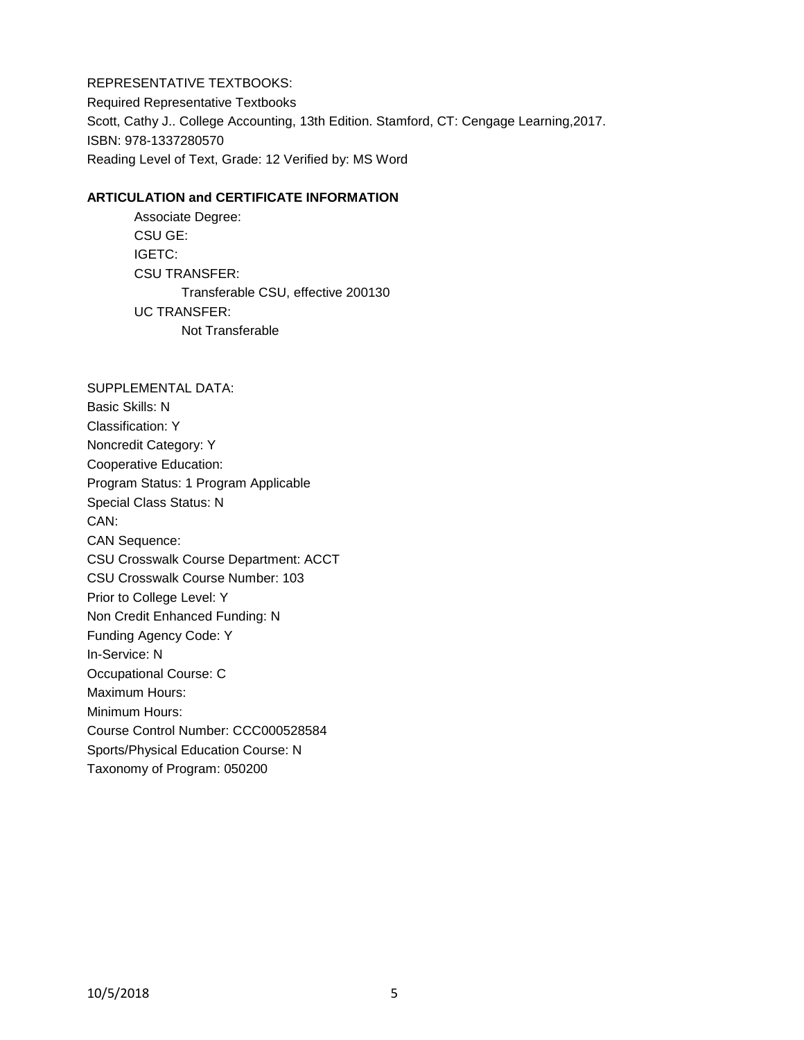REPRESENTATIVE TEXTBOOKS:

Required Representative Textbooks

Scott, Cathy J.. College Accounting, 13th Edition. Stamford, CT: Cengage Learning,2017.

ISBN: 978-1337280570

Reading Level of Text, Grade: 12 Verified by: MS Word

**ARTICULATION and CERTIFICATE INFORMATION**

Associate Degree:

CSU GE:

IGETC:

CSU TRANSFER:

Transferable CSU, effective 200130

UC TRANSFER:

Not Transferable

SUPPLEMENTAL DATA:

Basic Skills: N

Classification: Y

Noncredit Category: Y

Cooperative Education:

Program Status: 1 Program Applicable

Special Class Status: N

CAN:

CAN Sequence:

CSU Crosswalk Course Department: ACCT

CSU Crosswalk Course Number: 103

Prior to College Level: Y

Non Credit Enhanced Funding: N

Funding Agency Code: Y

In-Service: N

Occupational Course: C

Maximum Hours:

Minimum Hours:

Course Control Number: CCC000528584

Sports/Physical Education Course: N

Taxonomy of Program: 050200